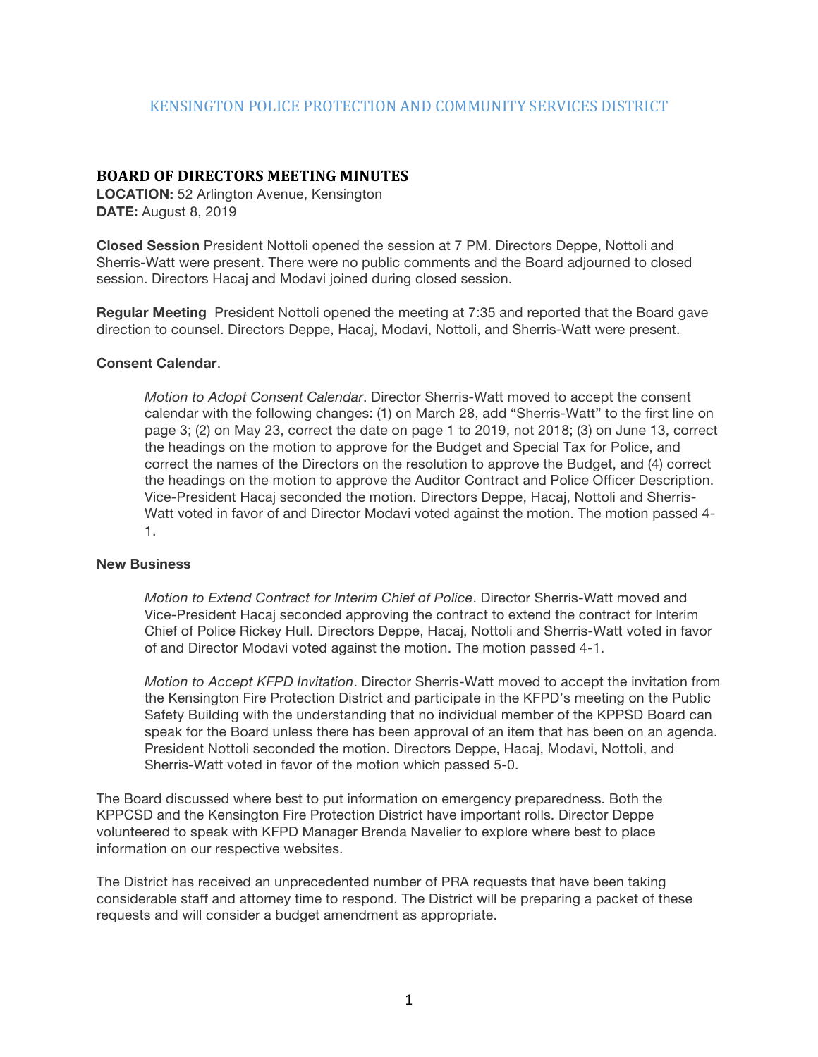KENSINGTON POLICE PROTECTION AND COMMUNITY SERVICES DISTRICT

## BOARD OF DIRECTORS MEETING MINUTES

**LOCATION:** 52 Arlington Avenue, Kensington
**DATE:** August 8, 2019

**Closed Session** President Nottoli opened the session at 7 PM. Directors Deppe, Nottoli and Sherris-Watt were present. There were no public comments and the Board adjourned to closed session. Directors Hacaj and Modavi joined during closed session.

**Regular Meeting** President Nottoli opened the meeting at 7:35 and reported that the Board gave direction to counsel. Directors Deppe, Hacaj, Modavi, Nottoli, and Sherris-Watt were present.

**Consent Calendar**.

> *Motion to Adopt Consent Calendar*. Director Sherris-Watt moved to accept the consent calendar with the following changes: (1) on March 28, add "Sherris-Watt" to the first line on page 3; (2) on May 23, correct the date on page 1 to 2019, not 2018; (3) on June 13, correct the headings on the motion to approve for the Budget and Special Tax for Police, and correct the names of the Directors on the resolution to approve the Budget, and (4) correct the headings on the motion to approve the Auditor Contract and Police Officer Description. Vice-President Hacaj seconded the motion. Directors Deppe, Hacaj, Nottoli and Sherris-Watt voted in favor of and Director Modavi voted against the motion. The motion passed 4-1.

**New Business**

> *Motion to Extend Contract for Interim Chief of Police*. Director Sherris-Watt moved and Vice-President Hacaj seconded approving the contract to extend the contract for Interim Chief of Police Rickey Hull. Directors Deppe, Hacaj, Nottoli and Sherris-Watt voted in favor of and Director Modavi voted against the motion. The motion passed 4-1.
>
> *Motion to Accept KFPD Invitation*. Director Sherris-Watt moved to accept the invitation from the Kensington Fire Protection District and participate in the KFPD's meeting on the Public Safety Building with the understanding that no individual member of the KPPSD Board can speak for the Board unless there has been approval of an item that has been on an agenda. President Nottoli seconded the motion. Directors Deppe, Hacaj, Modavi, Nottoli, and Sherris-Watt voted in favor of the motion which passed 5-0.

The Board discussed where best to put information on emergency preparedness. Both the KPPCSD and the Kensington Fire Protection District have important rolls. Director Deppe volunteered to speak with KFPD Manager Brenda Navelier to explore where best to place information on our respective websites.

The District has received an unprecedented number of PRA requests that have been taking considerable staff and attorney time to respond. The District will be preparing a packet of these requests and will consider a budget amendment as appropriate.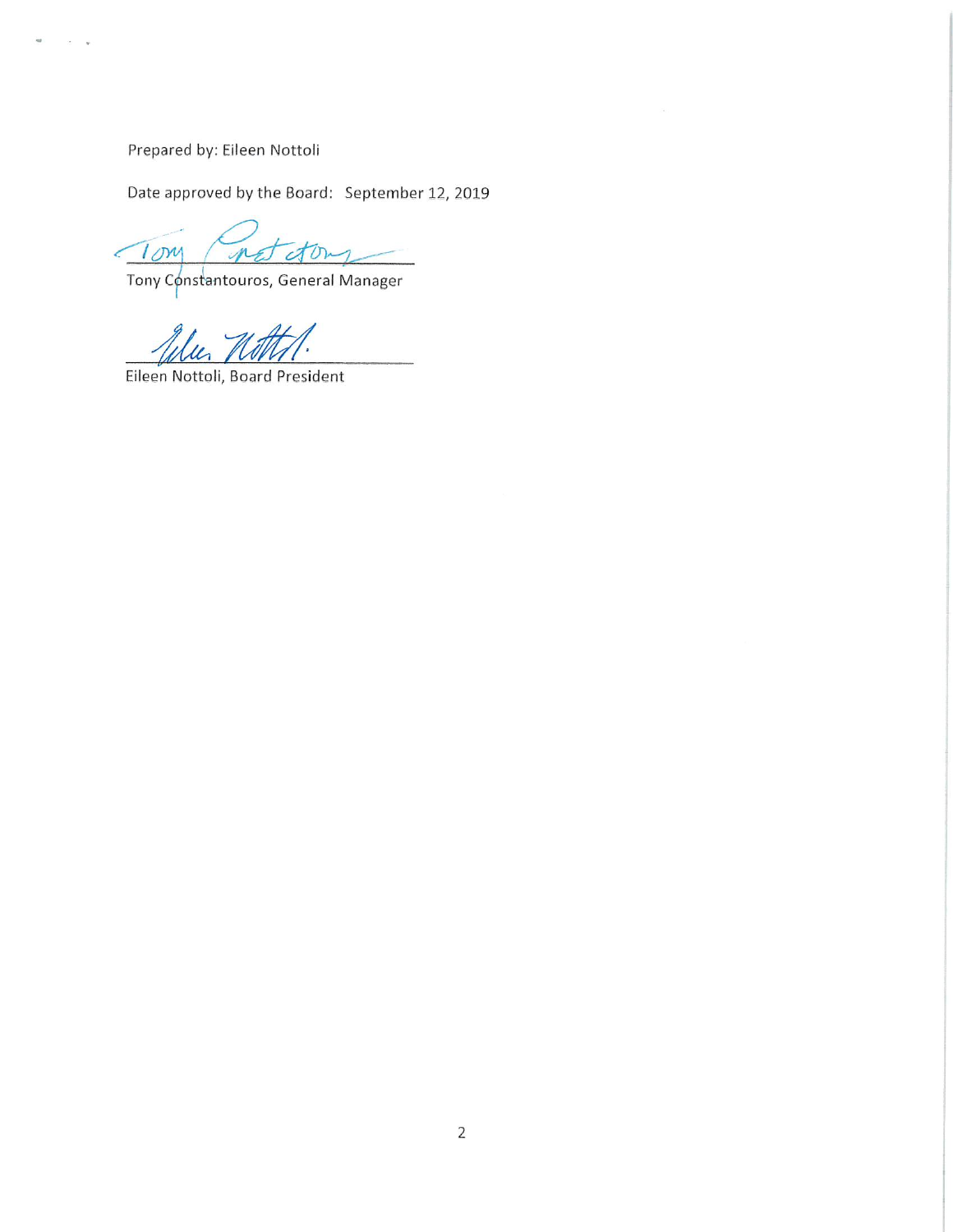Prepared by: Eileen Nottoli

Date approved by the Board: September 12, 2019

Tony Constantouros, General Manager

Eileen Nottoli, Board President